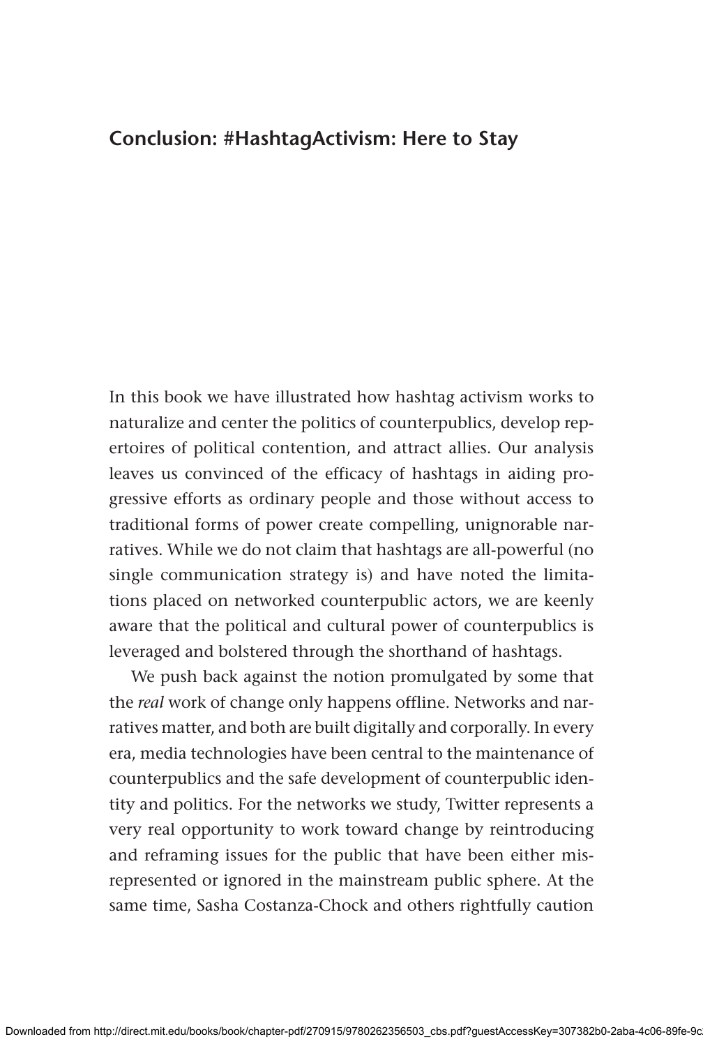# Conclusion: #HashtagActivism: Here to Stay

In this book we have illustrated how hashtag activism works to naturalize and center the politics of counterpublics, develop repertoires of political contention, and attract allies. Our analysis leaves us convinced of the efficacy of hashtags in aiding progressive efforts as ordinary people and those without access to traditional forms of power create compelling, unignorable narratives. While we do not claim that hashtags are all-powerful (no single communication strategy is) and have noted the limitations placed on networked counterpublic actors, we are keenly aware that the political and cultural power of counterpublics is leveraged and bolstered through the shorthand of hashtags.

We push back against the notion promulgated by some that the *real* work of change only happens offline. Networks and narratives matter, and both are built digitally and corporally. In every era, media technologies have been central to the maintenance of counterpublics and the safe development of counterpublic identity and politics. For the networks we study, Twitter represents a very real opportunity to work toward change by reintroducing and reframing issues for the public that have been either misrepresented or ignored in the mainstream public sphere. At the same time, Sasha Costanza-Chock and others rightfully caution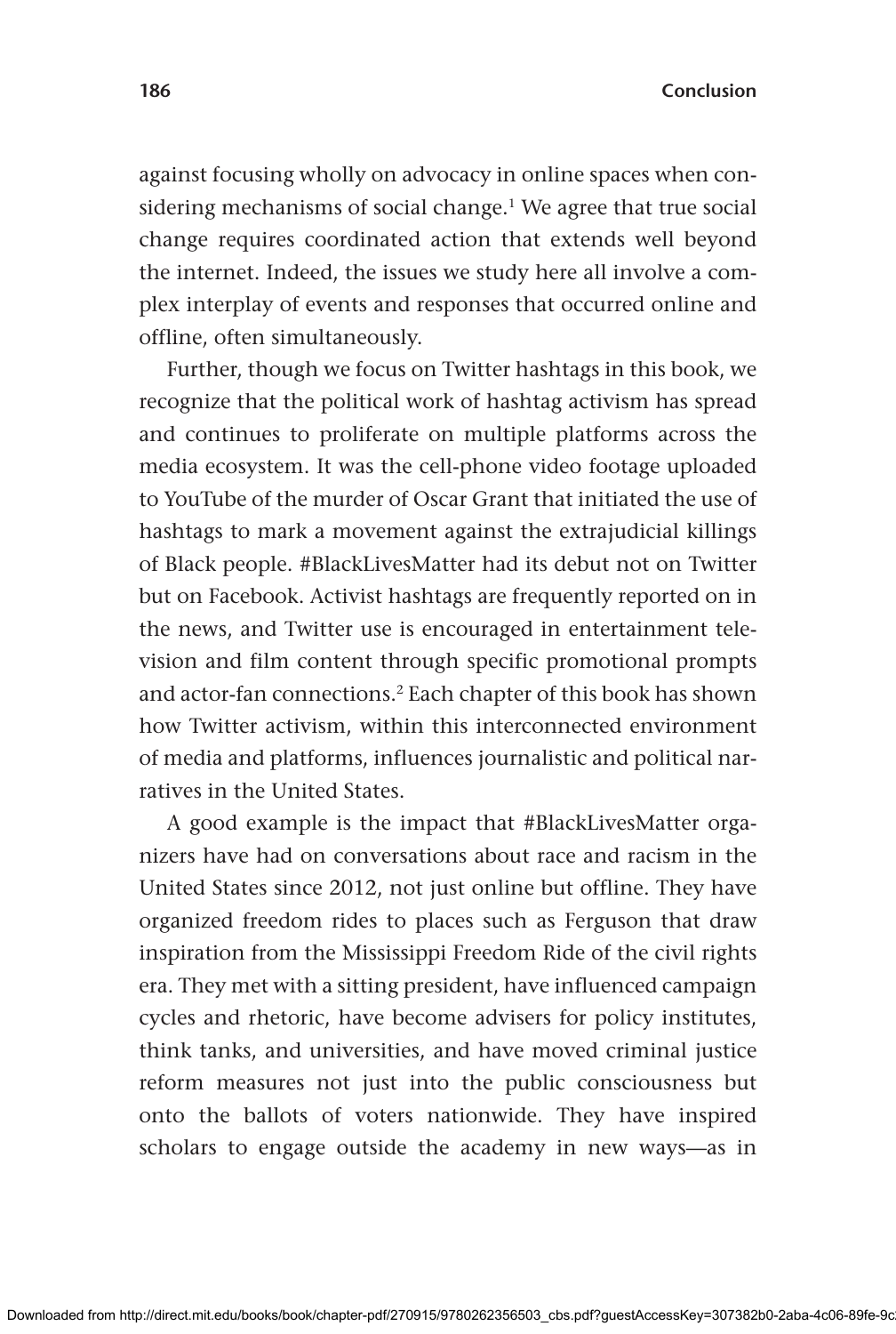against focusing wholly on advocacy in online spaces when considering mechanisms of social change.[1] We agree that true social change requires coordinated action that extends well beyond the internet. Indeed, the issues we study here all involve a complex interplay of events and responses that occurred online and offline, often simultaneously.

Further, though we focus on Twitter hashtags in this book, we recognize that the political work of hashtag activism has spread and continues to proliferate on multiple platforms across the media ecosystem. It was the cell-phone video footage uploaded to YouTube of the murder of Oscar Grant that initiated the use of hashtags to mark a movement against the extrajudicial killings of Black people. #BlackLivesMatter had its debut not on Twitter but on Facebook. Activist hashtags are frequently reported on in the news, and Twitter use is encouraged in entertainment television and film content through specific promotional prompts and actor-fan connections.[2] Each chapter of this book has shown how Twitter activism, within this interconnected environment of media and platforms, influences journalistic and political narratives in the United States.

A good example is the impact that #BlackLivesMatter organizers have had on conversations about race and racism in the United States since 2012, not just online but offline. They have organized freedom rides to places such as Ferguson that draw inspiration from the Mississippi Freedom Ride of the civil rights era. They met with a sitting president, have influenced campaign cycles and rhetoric, have become advisers for policy institutes, think tanks, and universities, and have moved criminal justice reform measures not just into the public consciousness but onto the ballots of voters nationwide. They have inspired scholars to engage outside the academy in new ways—as in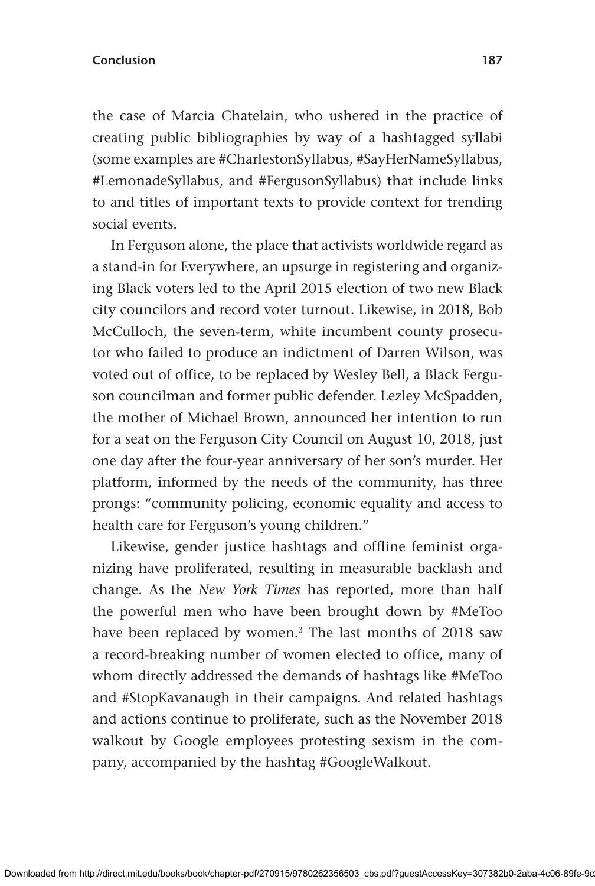the case of Marcia Chatelain, who ushered in the practice of creating public bibliographies by way of a hashtagged syllabi (some examples are #CharlestonSyllabus, #SayHerNameSyllabus, #LemonadeSyllabus, and #FergusonSyllabus) that include links to and titles of important texts to provide context for trending social events.

In Ferguson alone, the place that activists worldwide regard as a stand-in for Everywhere, an upsurge in registering and organizing Black voters led to the April 2015 election of two new Black city councilors and record voter turnout. Likewise, in 2018, Bob McCulloch, the seven-term, white incumbent county prosecutor who failed to produce an indictment of Darren Wilson, was voted out of office, to be replaced by Wesley Bell, a Black Ferguson councilman and former public defender. Lezley McSpadden, the mother of Michael Brown, announced her intention to run for a seat on the Ferguson City Council on August 10, 2018, just one day after the four-year anniversary of her son's murder. Her platform, informed by the needs of the community, has three prongs: "community policing, economic equality and access to health care for Ferguson's young children."

Likewise, gender justice hashtags and offline feminist organizing have proliferated, resulting in measurable backlash and change. As the *New York Times* has reported, more than half the powerful men who have been brought down by #MeToo have been replaced by women.[3] The last months of 2018 saw a record-breaking number of women elected to office, many of whom directly addressed the demands of hashtags like #MeToo and #StopKavanaugh in their campaigns. And related hashtags and actions continue to proliferate, such as the November 2018 walkout by Google employees protesting sexism in the company, accompanied by the hashtag #GoogleWalkout.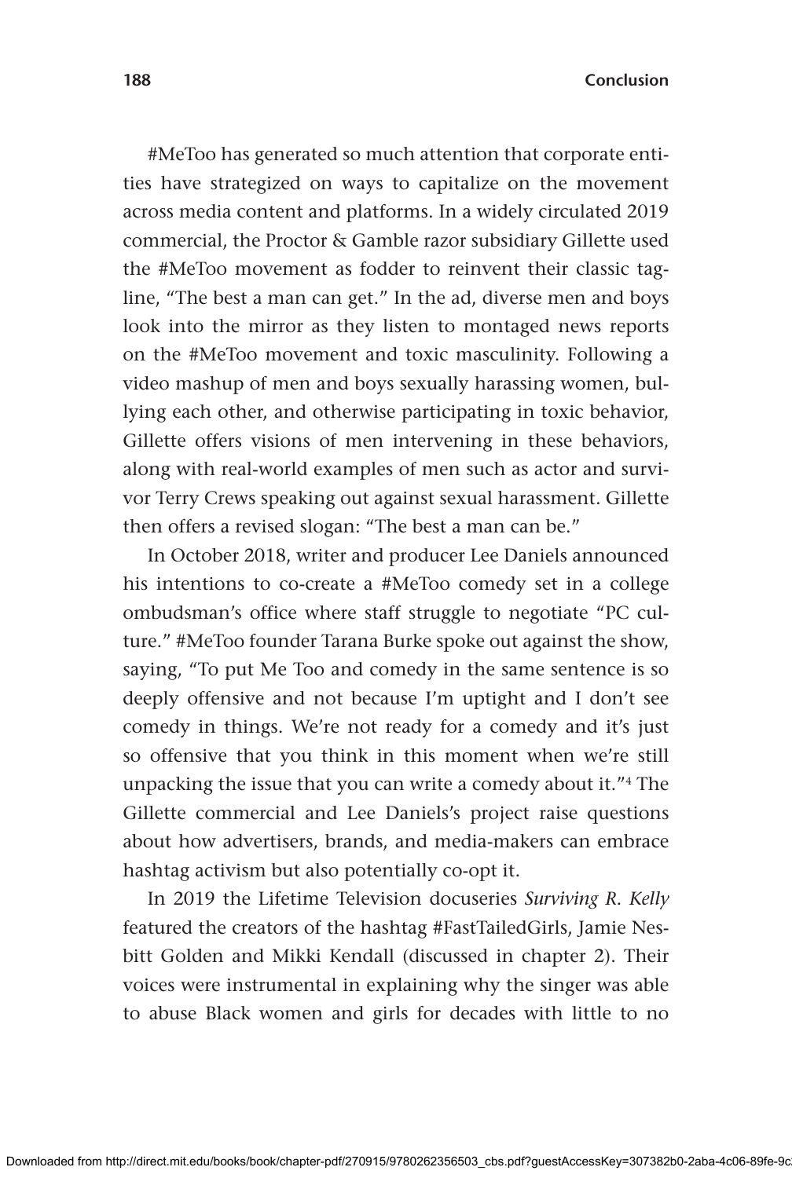#MeToo has generated so much attention that corporate entities have strategized on ways to capitalize on the movement across media content and platforms. In a widely circulated 2019 commercial, the Proctor & Gamble razor subsidiary Gillette used the #MeToo movement as fodder to reinvent their classic tagline, "The best a man can get." In the ad, diverse men and boys look into the mirror as they listen to montaged news reports on the #MeToo movement and toxic masculinity. Following a video mashup of men and boys sexually harassing women, bullying each other, and otherwise participating in toxic behavior, Gillette offers visions of men intervening in these behaviors, along with real-world examples of men such as actor and survivor Terry Crews speaking out against sexual harassment. Gillette then offers a revised slogan: "The best a man can be."

In October 2018, writer and producer Lee Daniels announced his intentions to co-create a #MeToo comedy set in a college ombudsman's office where staff struggle to negotiate "PC culture." #MeToo founder Tarana Burke spoke out against the show, saying, "To put Me Too and comedy in the same sentence is so deeply offensive and not because I'm uptight and I don't see comedy in things. We're not ready for a comedy and it's just so offensive that you think in this moment when we're still unpacking the issue that you can write a comedy about it."[4] The Gillette commercial and Lee Daniels's project raise questions about how advertisers, brands, and media-makers can embrace hashtag activism but also potentially co-opt it.

In 2019 the Lifetime Television docuseries *Surviving R. Kelly* featured the creators of the hashtag #FastTailedGirls, Jamie Nesbitt Golden and Mikki Kendall (discussed in chapter 2). Their voices were instrumental in explaining why the singer was able to abuse Black women and girls for decades with little to no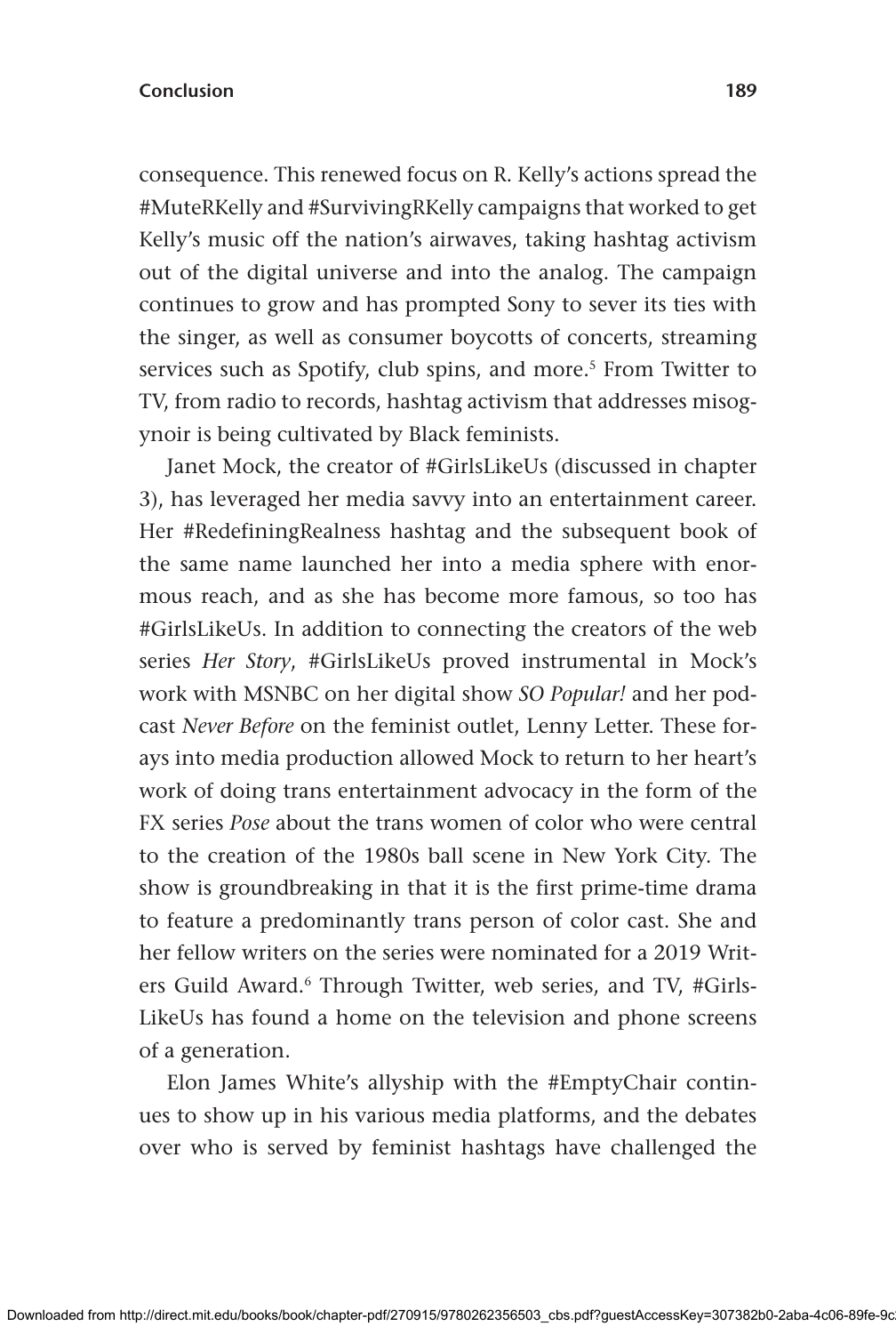consequence. This renewed focus on R. Kelly's actions spread the #MuteRKelly and #SurvivingRKelly campaigns that worked to get Kelly's music off the nation's airwaves, taking hashtag activism out of the digital universe and into the analog. The campaign continues to grow and has prompted Sony to sever its ties with the singer, as well as consumer boycotts of concerts, streaming services such as Spotify, club spins, and more.[5] From Twitter to TV, from radio to records, hashtag activism that addresses misogynoir is being cultivated by Black feminists.

Janet Mock, the creator of #GirlsLikeUs (discussed in chapter 3), has leveraged her media savvy into an entertainment career. Her #RedefiningRealness hashtag and the subsequent book of the same name launched her into a media sphere with enormous reach, and as she has become more famous, so too has #GirlsLikeUs. In addition to connecting the creators of the web series *Her Story*, #GirlsLikeUs proved instrumental in Mock's work with MSNBC on her digital show *SO Popular!* and her podcast *Never Before* on the feminist outlet, Lenny Letter. These forays into media production allowed Mock to return to her heart's work of doing trans entertainment advocacy in the form of the FX series *Pose* about the trans women of color who were central to the creation of the 1980s ball scene in New York City. The show is groundbreaking in that it is the first prime-time drama to feature a predominantly trans person of color cast. She and her fellow writers on the series were nominated for a 2019 Writers Guild Award.[6] Through Twitter, web series, and TV, #GirlsLikeUs has found a home on the television and phone screens of a generation.

Elon James White's allyship with the #EmptyChair continues to show up in his various media platforms, and the debates over who is served by feminist hashtags have challenged the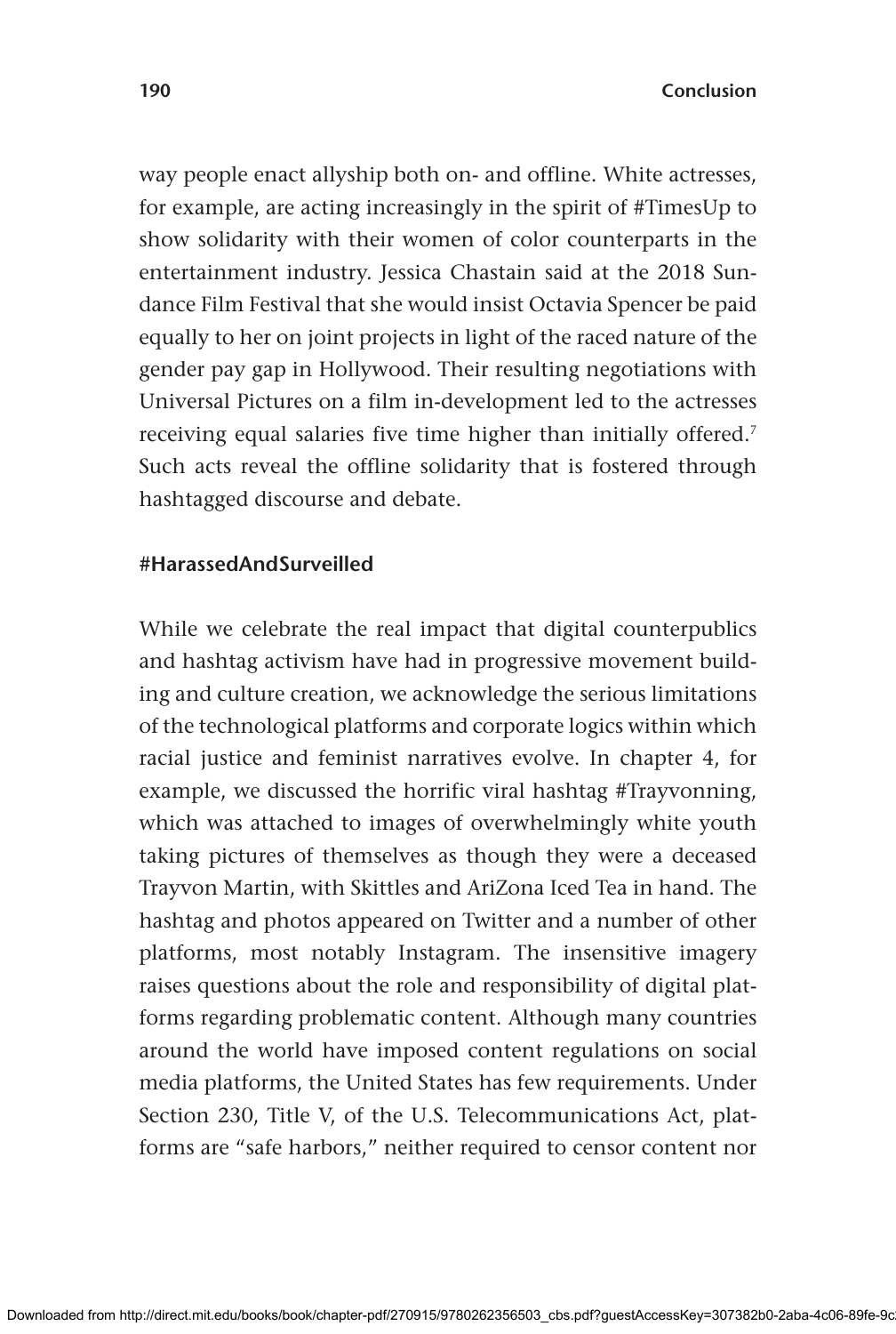way people enact allyship both on- and offline. White actresses, for example, are acting increasingly in the spirit of #TimesUp to show solidarity with their women of color counterparts in the entertainment industry. Jessica Chastain said at the 2018 Sundance Film Festival that she would insist Octavia Spencer be paid equally to her on joint projects in light of the raced nature of the gender pay gap in Hollywood. Their resulting negotiations with Universal Pictures on a film in-development led to the actresses receiving equal salaries five time higher than initially offered.[7] Such acts reveal the offline solidarity that is fostered through hashtagged discourse and debate.

### #HarassedAndSurveilled

While we celebrate the real impact that digital counterpublics and hashtag activism have had in progressive movement building and culture creation, we acknowledge the serious limitations of the technological platforms and corporate logics within which racial justice and feminist narratives evolve. In chapter 4, for example, we discussed the horrific viral hashtag #Trayvonning, which was attached to images of overwhelmingly white youth taking pictures of themselves as though they were a deceased Trayvon Martin, with Skittles and AriZona Iced Tea in hand. The hashtag and photos appeared on Twitter and a number of other platforms, most notably Instagram. The insensitive imagery raises questions about the role and responsibility of digital platforms regarding problematic content. Although many countries around the world have imposed content regulations on social media platforms, the United States has few requirements. Under Section 230, Title V, of the U.S. Telecommunications Act, platforms are "safe harbors," neither required to censor content nor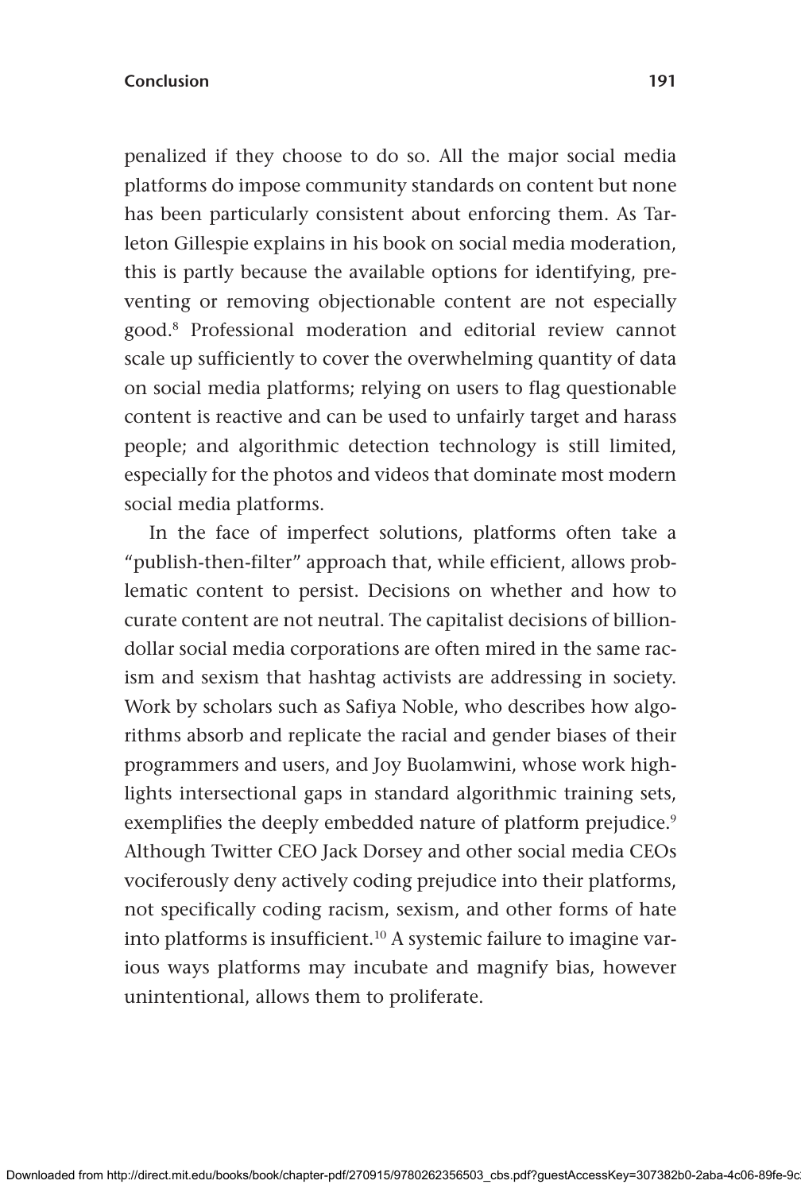penalized if they choose to do so. All the major social media platforms do impose community standards on content but none has been particularly consistent about enforcing them. As Tarleton Gillespie explains in his book on social media moderation, this is partly because the available options for identifying, preventing or removing objectionable content are not especially good.[8] Professional moderation and editorial review cannot scale up sufficiently to cover the overwhelming quantity of data on social media platforms; relying on users to flag questionable content is reactive and can be used to unfairly target and harass people; and algorithmic detection technology is still limited, especially for the photos and videos that dominate most modern social media platforms.

In the face of imperfect solutions, platforms often take a "publish-then-filter" approach that, while efficient, allows problematic content to persist. Decisions on whether and how to curate content are not neutral. The capitalist decisions of billion-dollar social media corporations are often mired in the same racism and sexism that hashtag activists are addressing in society. Work by scholars such as Safiya Noble, who describes how algorithms absorb and replicate the racial and gender biases of their programmers and users, and Joy Buolamwini, whose work highlights intersectional gaps in standard algorithmic training sets, exemplifies the deeply embedded nature of platform prejudice.[9] Although Twitter CEO Jack Dorsey and other social media CEOs vociferously deny actively coding prejudice into their platforms, not specifically coding racism, sexism, and other forms of hate into platforms is insufficient.[10] A systemic failure to imagine various ways platforms may incubate and magnify bias, however unintentional, allows them to proliferate.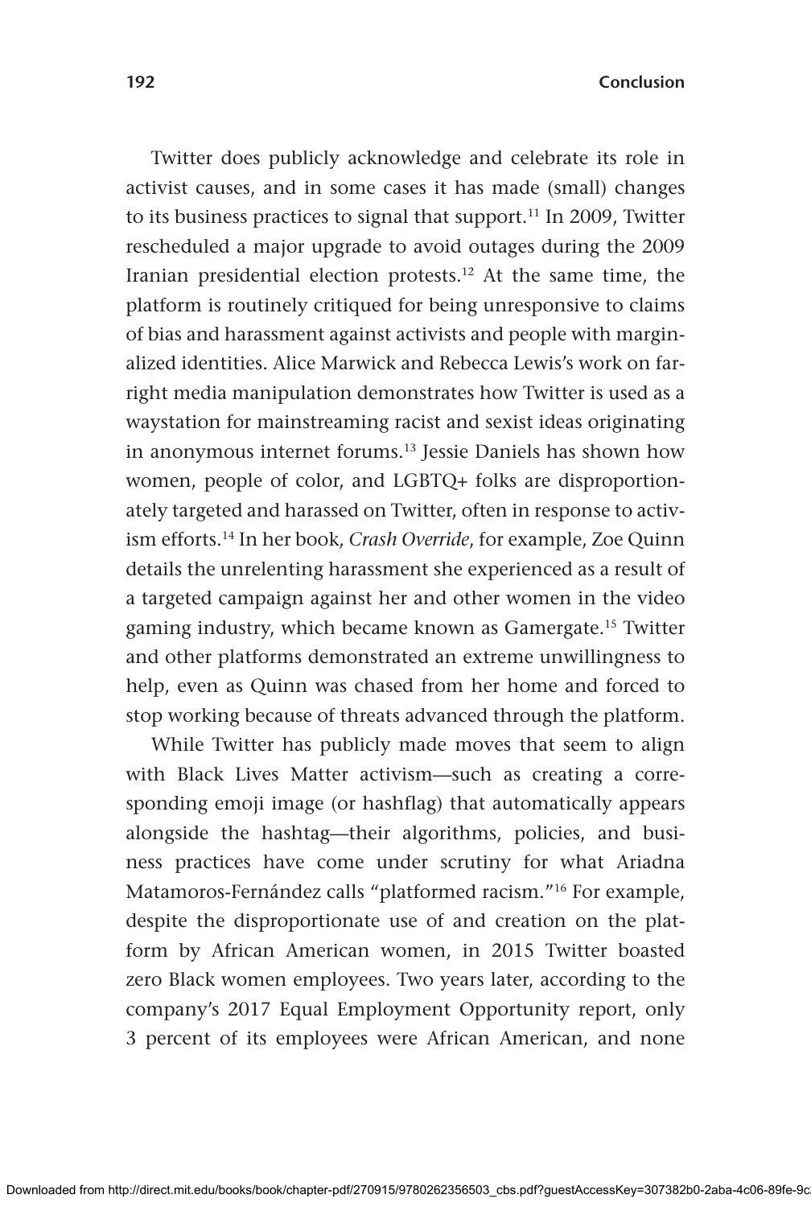Twitter does publicly acknowledge and celebrate its role in activist causes, and in some cases it has made (small) changes to its business practices to signal that support.[11] In 2009, Twitter rescheduled a major upgrade to avoid outages during the 2009 Iranian presidential election protests.[12] At the same time, the platform is routinely critiqued for being unresponsive to claims of bias and harassment against activists and people with marginalized identities. Alice Marwick and Rebecca Lewis's work on far-right media manipulation demonstrates how Twitter is used as a waystation for mainstreaming racist and sexist ideas originating in anonymous internet forums.[13] Jessie Daniels has shown how women, people of color, and LGBTQ+ folks are disproportionately targeted and harassed on Twitter, often in response to activism efforts.[14] In her book, *Crash Override*, for example, Zoe Quinn details the unrelenting harassment she experienced as a result of a targeted campaign against her and other women in the video gaming industry, which became known as Gamergate.[15] Twitter and other platforms demonstrated an extreme unwillingness to help, even as Quinn was chased from her home and forced to stop working because of threats advanced through the platform.

While Twitter has publicly made moves that seem to align with Black Lives Matter activism—such as creating a corresponding emoji image (or hashflag) that automatically appears alongside the hashtag—their algorithms, policies, and business practices have come under scrutiny for what Ariadna Matamoros-Fernández calls "platformed racism."[16] For example, despite the disproportionate use of and creation on the platform by African American women, in 2015 Twitter boasted zero Black women employees. Two years later, according to the company's 2017 Equal Employment Opportunity report, only 3 percent of its employees were African American, and none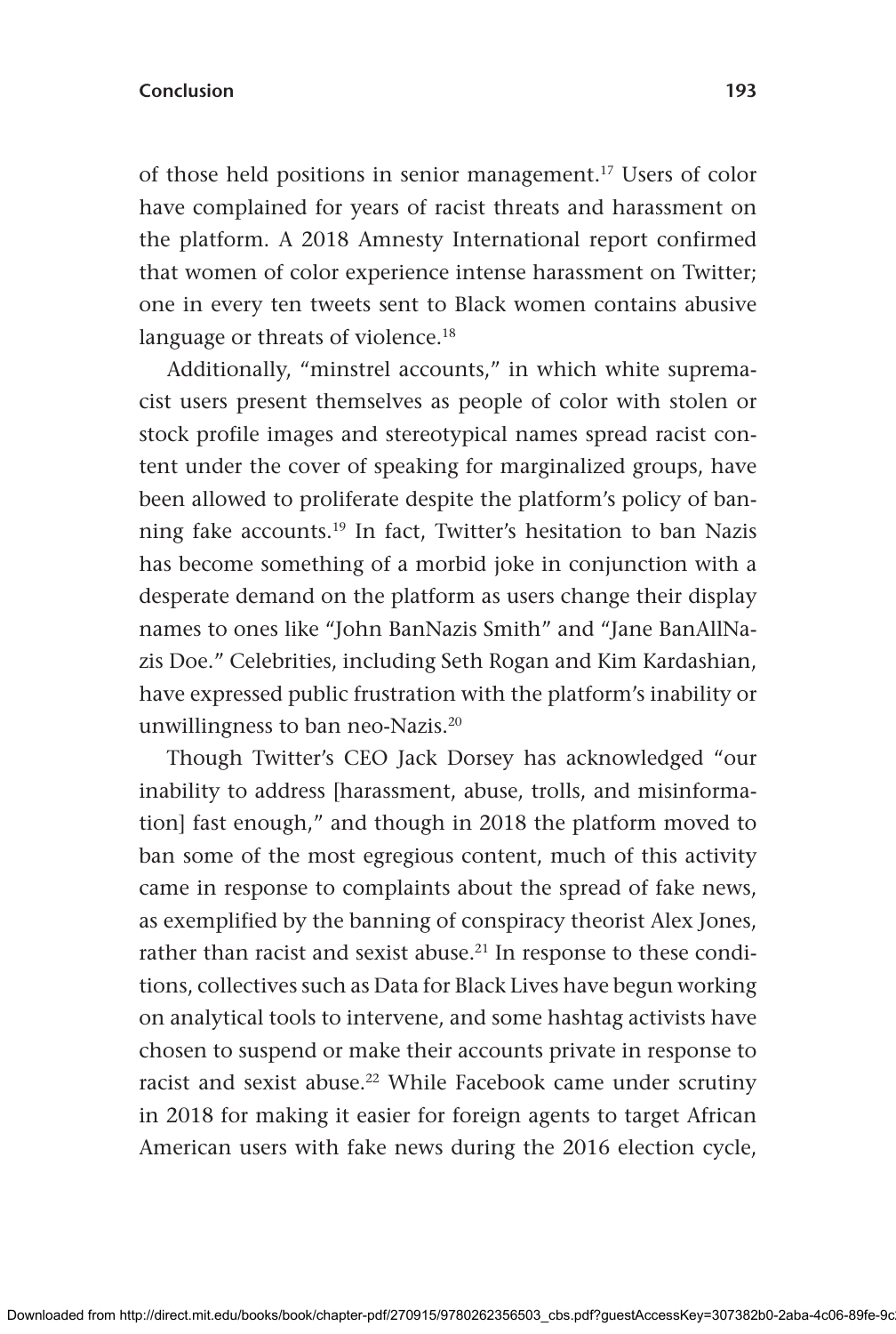of those held positions in senior management.[17] Users of color have complained for years of racist threats and harassment on the platform. A 2018 Amnesty International report confirmed that women of color experience intense harassment on Twitter; one in every ten tweets sent to Black women contains abusive language or threats of violence.[18]

Additionally, "minstrel accounts," in which white supremacist users present themselves as people of color with stolen or stock profile images and stereotypical names spread racist content under the cover of speaking for marginalized groups, have been allowed to proliferate despite the platform's policy of banning fake accounts.[19] In fact, Twitter's hesitation to ban Nazis has become something of a morbid joke in conjunction with a desperate demand on the platform as users change their display names to ones like "John BanNazis Smith" and "Jane BanAllNazis Doe." Celebrities, including Seth Rogan and Kim Kardashian, have expressed public frustration with the platform's inability or unwillingness to ban neo-Nazis.[20]

Though Twitter's CEO Jack Dorsey has acknowledged "our inability to address [harassment, abuse, trolls, and misinformation] fast enough," and though in 2018 the platform moved to ban some of the most egregious content, much of this activity came in response to complaints about the spread of fake news, as exemplified by the banning of conspiracy theorist Alex Jones, rather than racist and sexist abuse.[21] In response to these conditions, collectives such as Data for Black Lives have begun working on analytical tools to intervene, and some hashtag activists have chosen to suspend or make their accounts private in response to racist and sexist abuse.[22] While Facebook came under scrutiny in 2018 for making it easier for foreign agents to target African American users with fake news during the 2016 election cycle,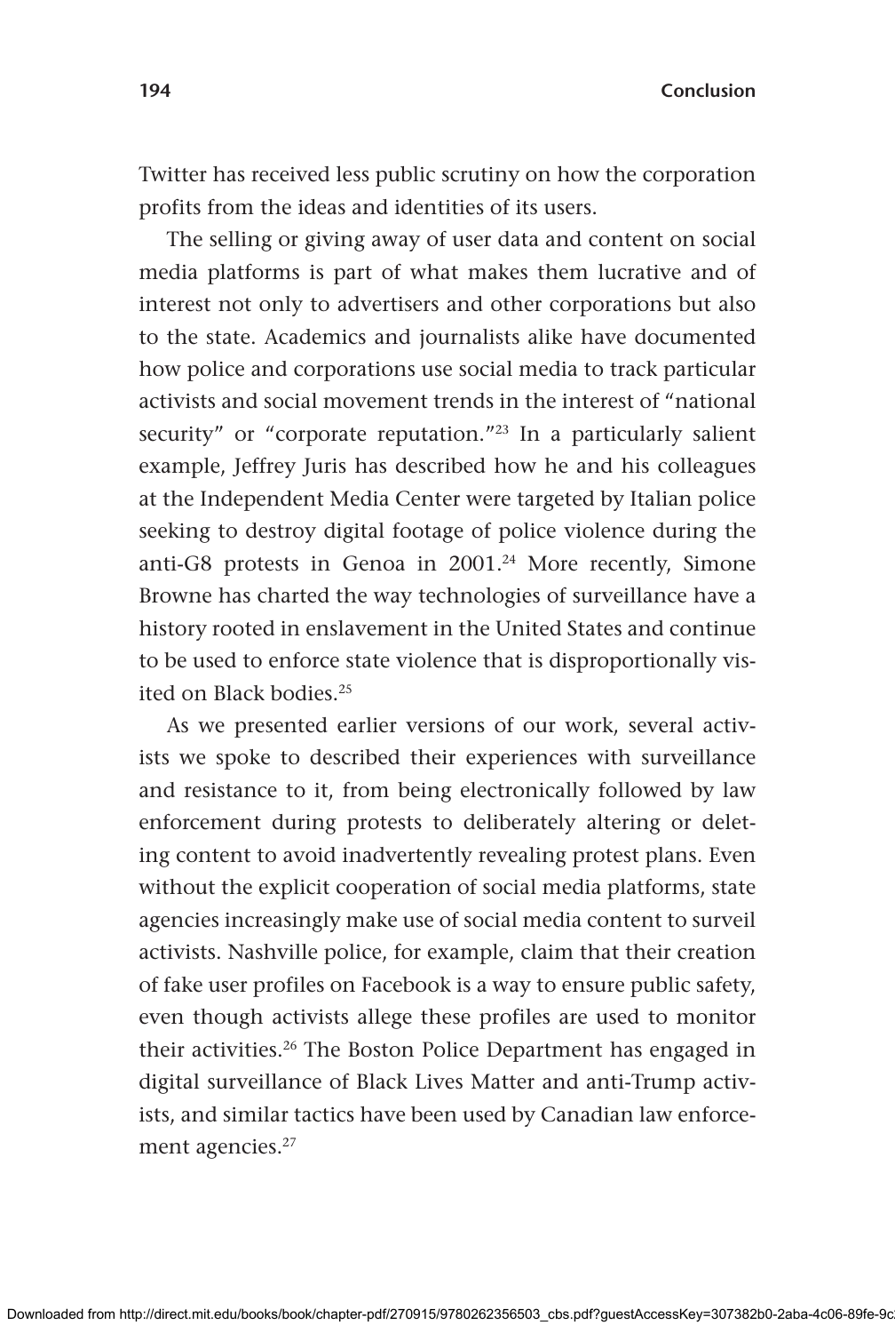Twitter has received less public scrutiny on how the corporation profits from the ideas and identities of its users.

The selling or giving away of user data and content on social media platforms is part of what makes them lucrative and of interest not only to advertisers and other corporations but also to the state. Academics and journalists alike have documented how police and corporations use social media to track particular activists and social movement trends in the interest of "national security" or "corporate reputation."[23] In a particularly salient example, Jeffrey Juris has described how he and his colleagues at the Independent Media Center were targeted by Italian police seeking to destroy digital footage of police violence during the anti-G8 protests in Genoa in 2001.[24] More recently, Simone Browne has charted the way technologies of surveillance have a history rooted in enslavement in the United States and continue to be used to enforce state violence that is disproportionally visited on Black bodies.[25]

As we presented earlier versions of our work, several activists we spoke to described their experiences with surveillance and resistance to it, from being electronically followed by law enforcement during protests to deliberately altering or deleting content to avoid inadvertently revealing protest plans. Even without the explicit cooperation of social media platforms, state agencies increasingly make use of social media content to surveil activists. Nashville police, for example, claim that their creation of fake user profiles on Facebook is a way to ensure public safety, even though activists allege these profiles are used to monitor their activities.[26] The Boston Police Department has engaged in digital surveillance of Black Lives Matter and anti-Trump activists, and similar tactics have been used by Canadian law enforcement agencies.[27]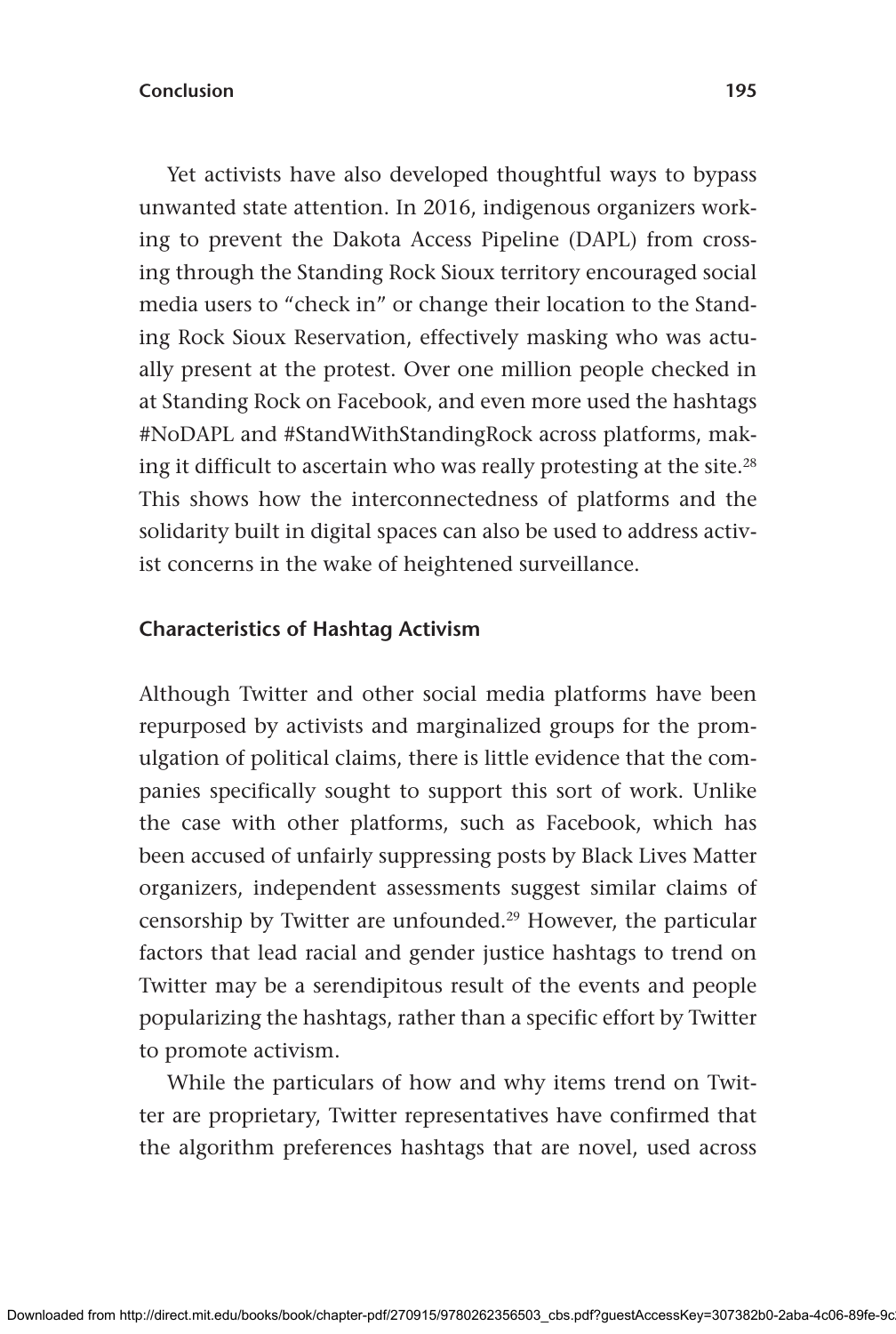Yet activists have also developed thoughtful ways to bypass unwanted state attention. In 2016, indigenous organizers working to prevent the Dakota Access Pipeline (DAPL) from crossing through the Standing Rock Sioux territory encouraged social media users to "check in" or change their location to the Standing Rock Sioux Reservation, effectively masking who was actually present at the protest. Over one million people checked in at Standing Rock on Facebook, and even more used the hashtags #NoDAPL and #StandWithStandingRock across platforms, making it difficult to ascertain who was really protesting at the site.[28] This shows how the interconnectedness of platforms and the solidarity built in digital spaces can also be used to address activist concerns in the wake of heightened surveillance.

### Characteristics of Hashtag Activism

Although Twitter and other social media platforms have been repurposed by activists and marginalized groups for the promulgation of political claims, there is little evidence that the companies specifically sought to support this sort of work. Unlike the case with other platforms, such as Facebook, which has been accused of unfairly suppressing posts by Black Lives Matter organizers, independent assessments suggest similar claims of censorship by Twitter are unfounded.[29] However, the particular factors that lead racial and gender justice hashtags to trend on Twitter may be a serendipitous result of the events and people popularizing the hashtags, rather than a specific effort by Twitter to promote activism.

While the particulars of how and why items trend on Twitter are proprietary, Twitter representatives have confirmed that the algorithm preferences hashtags that are novel, used across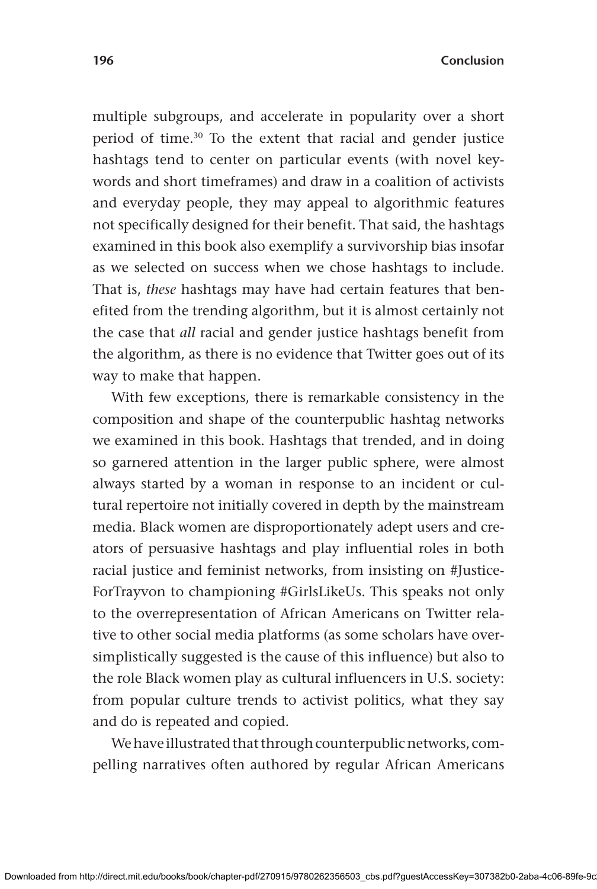multiple subgroups, and accelerate in popularity over a short period of time.[30] To the extent that racial and gender justice hashtags tend to center on particular events (with novel keywords and short timeframes) and draw in a coalition of activists and everyday people, they may appeal to algorithmic features not specifically designed for their benefit. That said, the hashtags examined in this book also exemplify a survivorship bias insofar as we selected on success when we chose hashtags to include. That is, *these* hashtags may have had certain features that benefited from the trending algorithm, but it is almost certainly not the case that *all* racial and gender justice hashtags benefit from the algorithm, as there is no evidence that Twitter goes out of its way to make that happen.

With few exceptions, there is remarkable consistency in the composition and shape of the counterpublic hashtag networks we examined in this book. Hashtags that trended, and in doing so garnered attention in the larger public sphere, were almost always started by a woman in response to an incident or cultural repertoire not initially covered in depth by the mainstream media. Black women are disproportionately adept users and creators of persuasive hashtags and play influential roles in both racial justice and feminist networks, from insisting on #JusticeForTrayvon to championing #GirlsLikeUs. This speaks not only to the overrepresentation of African Americans on Twitter relative to other social media platforms (as some scholars have oversimplistically suggested is the cause of this influence) but also to the role Black women play as cultural influencers in U.S. society: from popular culture trends to activist politics, what they say and do is repeated and copied.

We have illustrated that through counterpublic networks, compelling narratives often authored by regular African Americans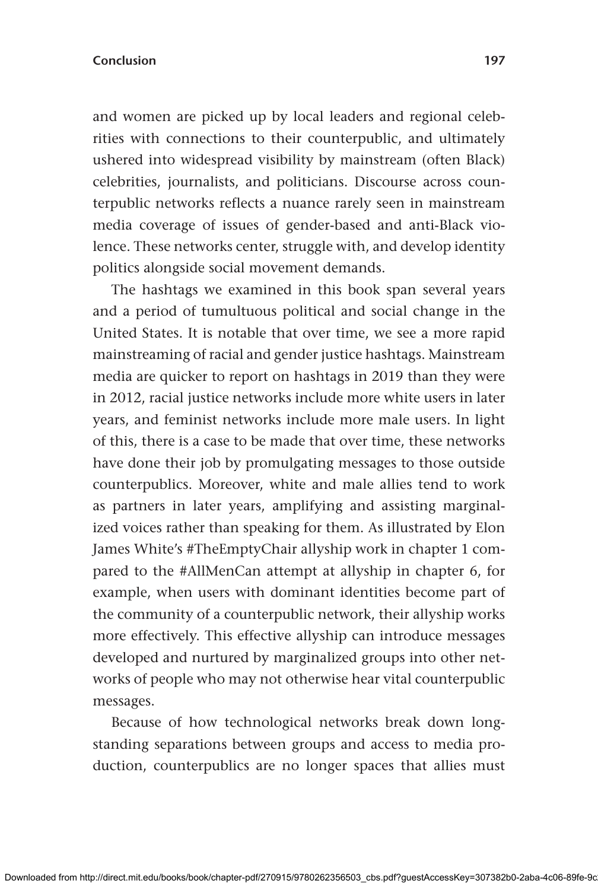and women are picked up by local leaders and regional celebrities with connections to their counterpublic, and ultimately ushered into widespread visibility by mainstream (often Black) celebrities, journalists, and politicians. Discourse across counterpublic networks reflects a nuance rarely seen in mainstream media coverage of issues of gender-based and anti-Black violence. These networks center, struggle with, and develop identity politics alongside social movement demands.

The hashtags we examined in this book span several years and a period of tumultuous political and social change in the United States. It is notable that over time, we see a more rapid mainstreaming of racial and gender justice hashtags. Mainstream media are quicker to report on hashtags in 2019 than they were in 2012, racial justice networks include more white users in later years, and feminist networks include more male users. In light of this, there is a case to be made that over time, these networks have done their job by promulgating messages to those outside counterpublics. Moreover, white and male allies tend to work as partners in later years, amplifying and assisting marginalized voices rather than speaking for them. As illustrated by Elon James White's #TheEmptyChair allyship work in chapter 1 compared to the #AllMenCan attempt at allyship in chapter 6, for example, when users with dominant identities become part of the community of a counterpublic network, their allyship works more effectively. This effective allyship can introduce messages developed and nurtured by marginalized groups into other networks of people who may not otherwise hear vital counterpublic messages.

Because of how technological networks break down longstanding separations between groups and access to media production, counterpublics are no longer spaces that allies must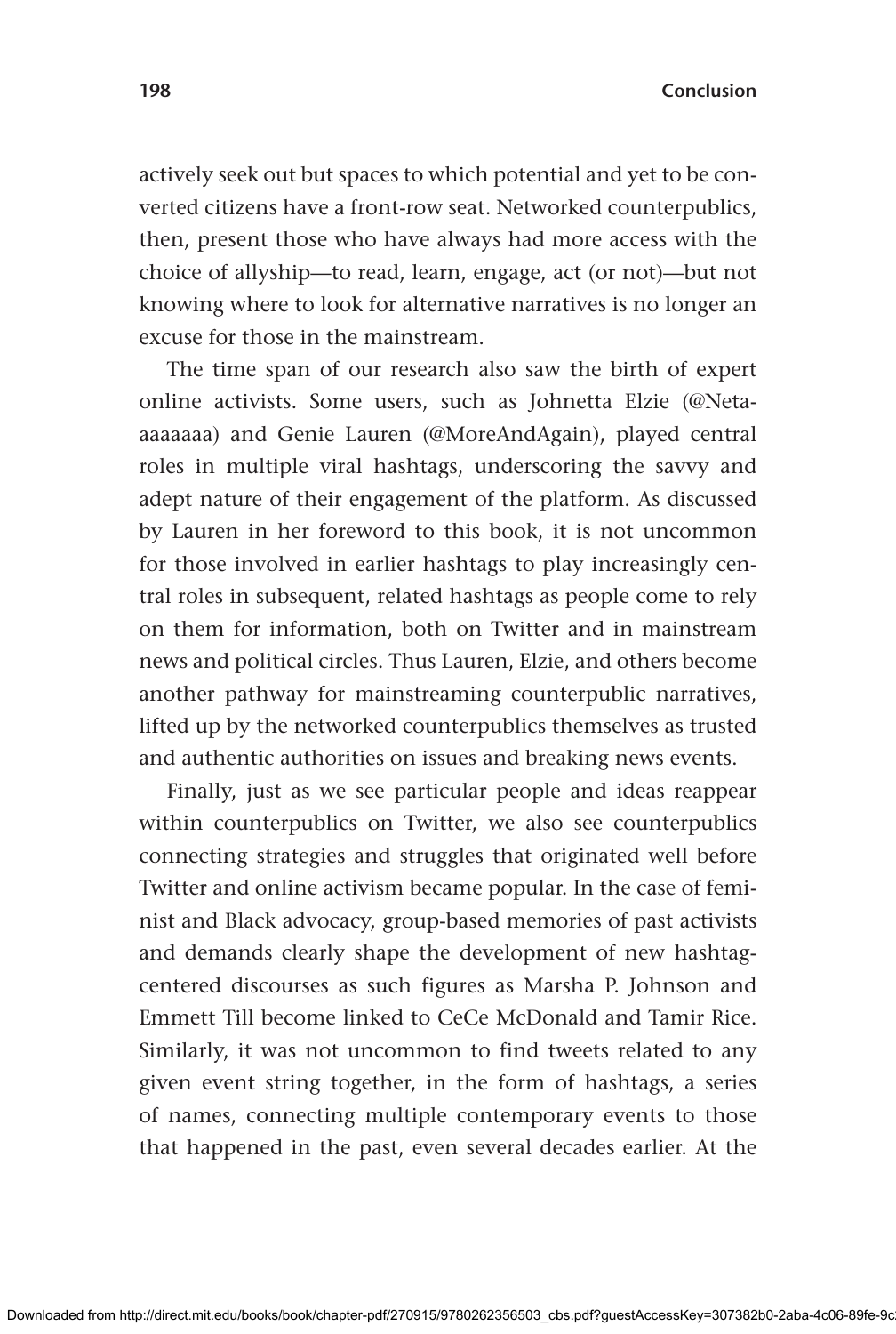actively seek out but spaces to which potential and yet to be converted citizens have a front-row seat. Networked counterpublics, then, present those who have always had more access with the choice of allyship—to read, learn, engage, act (or not)—but not knowing where to look for alternative narratives is no longer an excuse for those in the mainstream.

The time span of our research also saw the birth of expert online activists. Some users, such as Johnetta Elzie (@Netaaaaaaaa) and Genie Lauren (@MoreAndAgain), played central roles in multiple viral hashtags, underscoring the savvy and adept nature of their engagement of the platform. As discussed by Lauren in her foreword to this book, it is not uncommon for those involved in earlier hashtags to play increasingly central roles in subsequent, related hashtags as people come to rely on them for information, both on Twitter and in mainstream news and political circles. Thus Lauren, Elzie, and others become another pathway for mainstreaming counterpublic narratives, lifted up by the networked counterpublics themselves as trusted and authentic authorities on issues and breaking news events.

Finally, just as we see particular people and ideas reappear within counterpublics on Twitter, we also see counterpublics connecting strategies and struggles that originated well before Twitter and online activism became popular. In the case of feminist and Black advocacy, group-based memories of past activists and demands clearly shape the development of new hashtag-centered discourses as such figures as Marsha P. Johnson and Emmett Till become linked to CeCe McDonald and Tamir Rice. Similarly, it was not uncommon to find tweets related to any given event string together, in the form of hashtags, a series of names, connecting multiple contemporary events to those that happened in the past, even several decades earlier. At the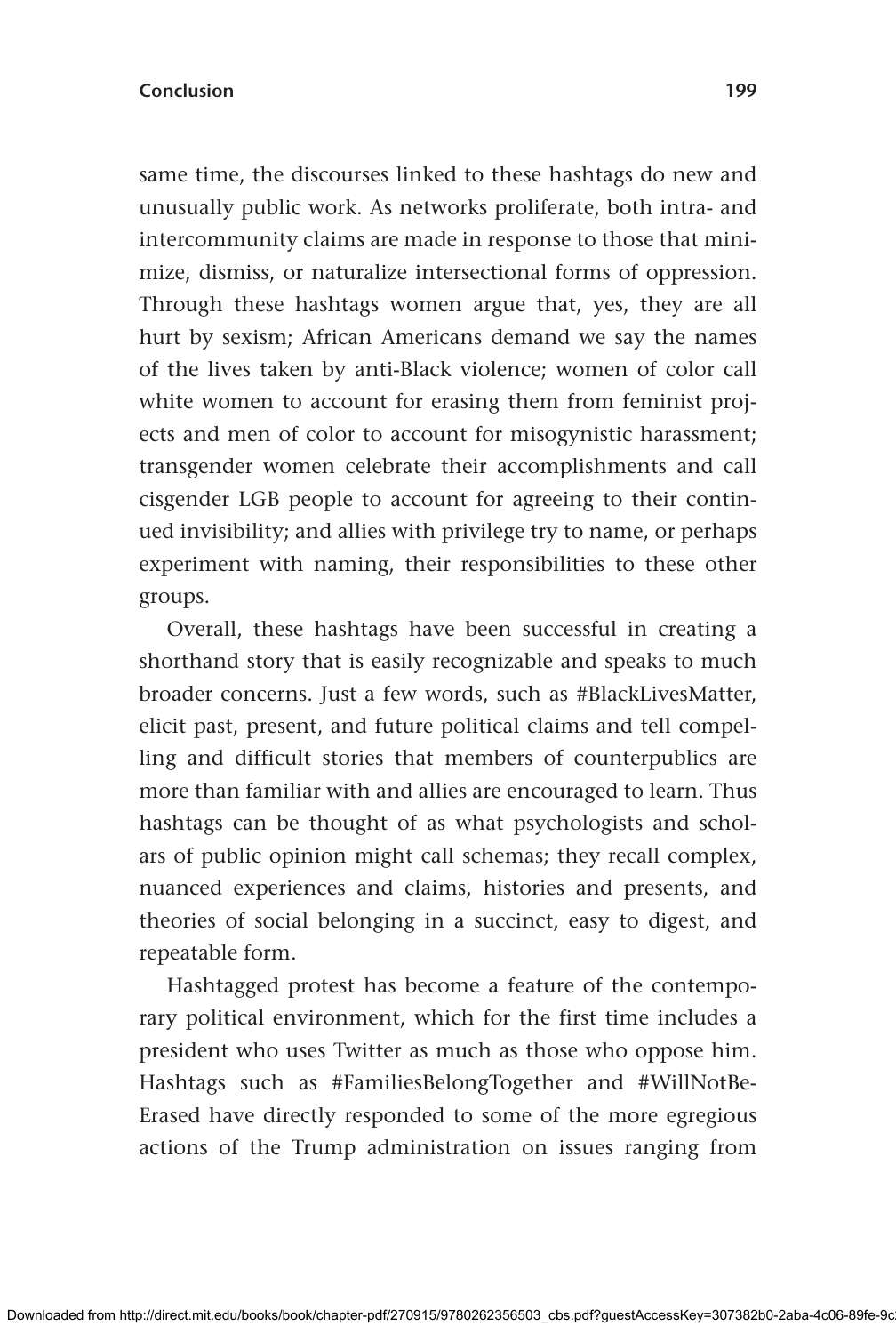same time, the discourses linked to these hashtags do new and unusually public work. As networks proliferate, both intra- and intercommunity claims are made in response to those that minimize, dismiss, or naturalize intersectional forms of oppression. Through these hashtags women argue that, yes, they are all hurt by sexism; African Americans demand we say the names of the lives taken by anti-Black violence; women of color call white women to account for erasing them from feminist projects and men of color to account for misogynistic harassment; transgender women celebrate their accomplishments and call cisgender LGB people to account for agreeing to their continued invisibility; and allies with privilege try to name, or perhaps experiment with naming, their responsibilities to these other groups.

Overall, these hashtags have been successful in creating a shorthand story that is easily recognizable and speaks to much broader concerns. Just a few words, such as #BlackLivesMatter, elicit past, present, and future political claims and tell compelling and difficult stories that members of counterpublics are more than familiar with and allies are encouraged to learn. Thus hashtags can be thought of as what psychologists and scholars of public opinion might call schemas; they recall complex, nuanced experiences and claims, histories and presents, and theories of social belonging in a succinct, easy to digest, and repeatable form.

Hashtagged protest has become a feature of the contemporary political environment, which for the first time includes a president who uses Twitter as much as those who oppose him. Hashtags such as #FamiliesBelongTogether and #WillNotBeErased have directly responded to some of the more egregious actions of the Trump administration on issues ranging from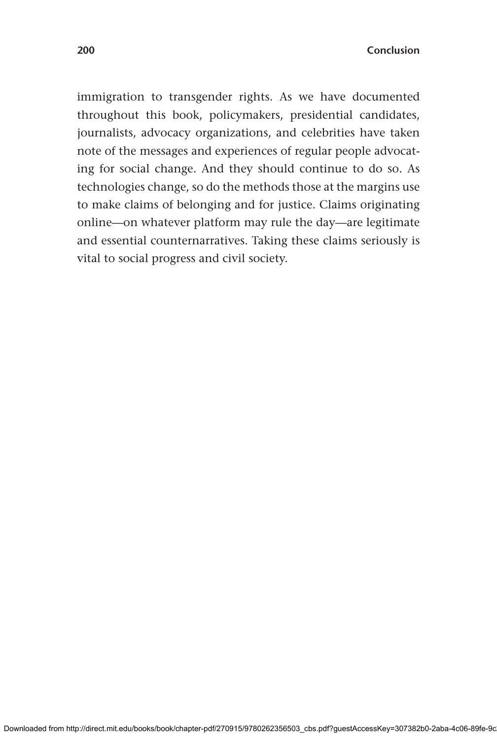immigration to transgender rights. As we have documented throughout this book, policymakers, presidential candidates, journalists, advocacy organizations, and celebrities have taken note of the messages and experiences of regular people advocating for social change. And they should continue to do so. As technologies change, so do the methods those at the margins use to make claims of belonging and for justice. Claims originating online—on whatever platform may rule the day—are legitimate and essential counternarratives. Taking these claims seriously is vital to social progress and civil society.